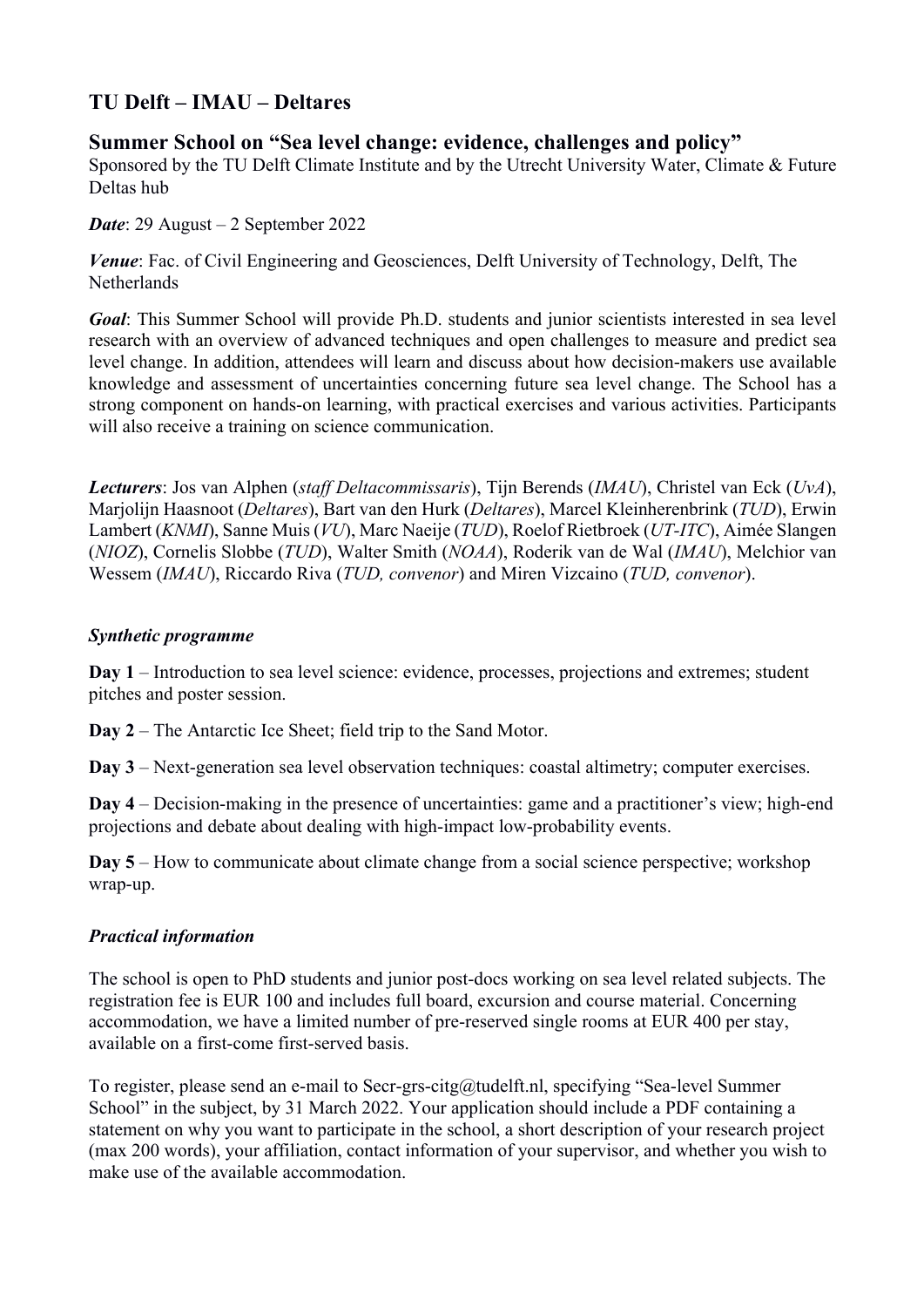## TU Delft – IMAU – Deltares

### Summer School on "Sea level change: evidence, challenges and policy"

Sponsored by the TU Delft Climate Institute and by the Utrecht University Water, Climate & Future Deltas hub

***Date***: 29 August – 2 September 2022

***Venue***: Fac. of Civil Engineering and Geosciences, Delft University of Technology, Delft, The Netherlands

***Goal***: This Summer School will provide Ph.D. students and junior scientists interested in sea level research with an overview of advanced techniques and open challenges to measure and predict sea level change. In addition, attendees will learn and discuss about how decision-makers use available knowledge and assessment of uncertainties concerning future sea level change. The School has a strong component on hands-on learning, with practical exercises and various activities. Participants will also receive a training on science communication.

***Lecturers***: Jos van Alphen (*staff Deltacommissaris*), Tijn Berends (*IMAU*), Christel van Eck (*UvA*), Marjolijn Haasnoot (*Deltares*), Bart van den Hurk (*Deltares*), Marcel Kleinherenbrink (*TUD*), Erwin Lambert (*KNMI*), Sanne Muis (*VU*), Marc Naeije (*TUD*), Roelof Rietbroek (*UT-ITC*), Aimée Slangen (*NIOZ*), Cornelis Slobbe (*TUD*), Walter Smith (*NOAA*), Roderik van de Wal (*IMAU*), Melchior van Wessem (*IMAU*), Riccardo Riva (*TUD, convenor*) and Miren Vizcaino (*TUD, convenor*).

***Synthetic programme***

**Day 1** – Introduction to sea level science: evidence, processes, projections and extremes; student pitches and poster session.

**Day 2** – The Antarctic Ice Sheet; field trip to the Sand Motor.

**Day 3** – Next-generation sea level observation techniques: coastal altimetry; computer exercises.

**Day 4** – Decision-making in the presence of uncertainties: game and a practitioner's view; high-end projections and debate about dealing with high-impact low-probability events.

**Day 5** – How to communicate about climate change from a social science perspective; workshop wrap-up.

***Practical information***

The school is open to PhD students and junior post-docs working on sea level related subjects. The registration fee is EUR 100 and includes full board, excursion and course material. Concerning accommodation, we have a limited number of pre-reserved single rooms at EUR 400 per stay, available on a first-come first-served basis.

To register, please send an e-mail to Secr-grs-citg@tudelft.nl, specifying "Sea-level Summer School" in the subject, by 31 March 2022. Your application should include a PDF containing a statement on why you want to participate in the school, a short description of your research project (max 200 words), your affiliation, contact information of your supervisor, and whether you wish to make use of the available accommodation.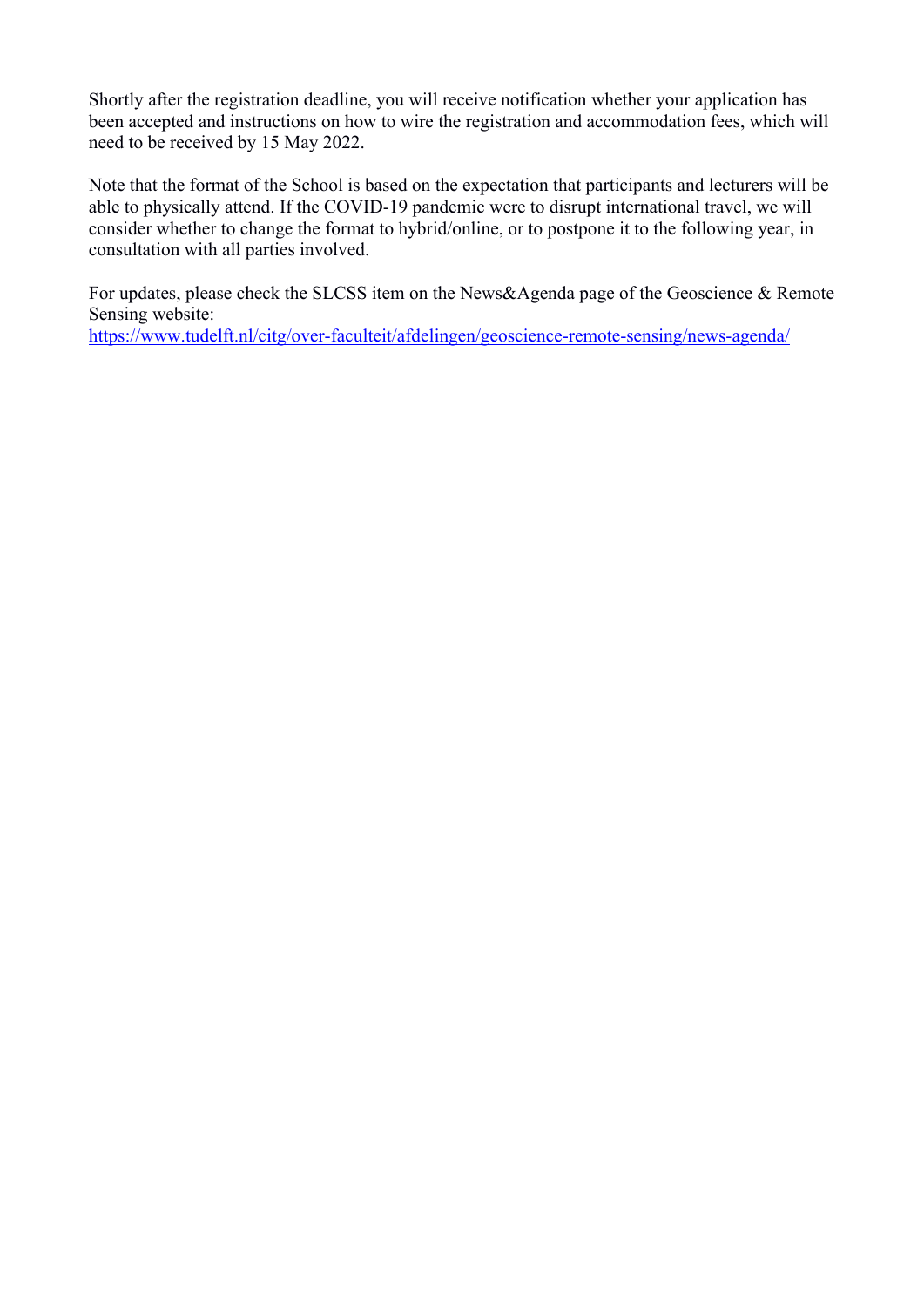Shortly after the registration deadline, you will receive notification whether your application has been accepted and instructions on how to wire the registration and accommodation fees, which will need to be received by 15 May 2022.

Note that the format of the School is based on the expectation that participants and lecturers will be able to physically attend. If the COVID-19 pandemic were to disrupt international travel, we will consider whether to change the format to hybrid/online, or to postpone it to the following year, in consultation with all parties involved.

For updates, please check the SLCSS item on the News&Agenda page of the Geoscience & Remote Sensing website:
https://www.tudelft.nl/citg/over-faculteit/afdelingen/geoscience-remote-sensing/news-agenda/